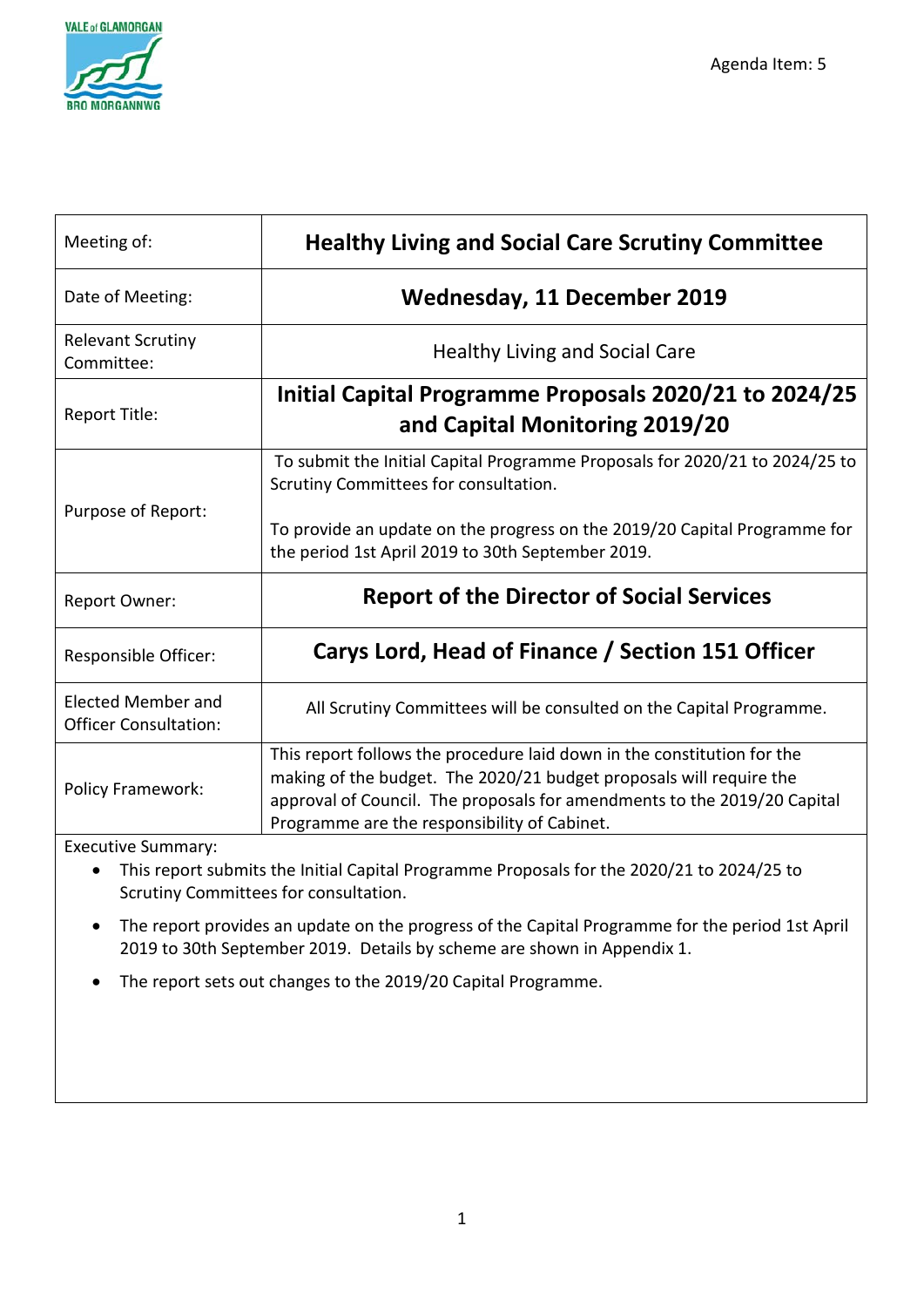Agenda Item: 5

| | |
|---|---|
| Meeting of: | **Healthy Living and Social Care Scrutiny Committee** |
| Date of Meeting: | **Wednesday, 11 December 2019** |
| Relevant Scrutiny Committee: | Healthy Living and Social Care |
| Report Title: | **Initial Capital Programme Proposals 2020/21 to 2024/25 and Capital Monitoring 2019/20** |
| Purpose of Report: | To submit the Initial Capital Programme Proposals for 2020/21 to 2024/25 to Scrutiny Committees for consultation. <br><br> To provide an update on the progress on the 2019/20 Capital Programme for the period 1st April 2019 to 30th September 2019. |
| Report Owner: | **Report of the Director of Social Services** |
| Responsible Officer: | **Carys Lord, Head of Finance / Section 151 Officer** |
| Elected Member and Officer Consultation: | All Scrutiny Committees will be consulted on the Capital Programme. |
| Policy Framework: | This report follows the procedure laid down in the constitution for the making of the budget. The 2020/21 budget proposals will require the approval of Council. The proposals for amendments to the 2019/20 Capital Programme are the responsibility of Cabinet. |

Executive Summary:

- This report submits the Initial Capital Programme Proposals for the 2020/21 to 2024/25 to Scrutiny Committees for consultation.
- The report provides an update on the progress of the Capital Programme for the period 1st April 2019 to 30th September 2019. Details by scheme are shown in Appendix 1.
- The report sets out changes to the 2019/20 Capital Programme.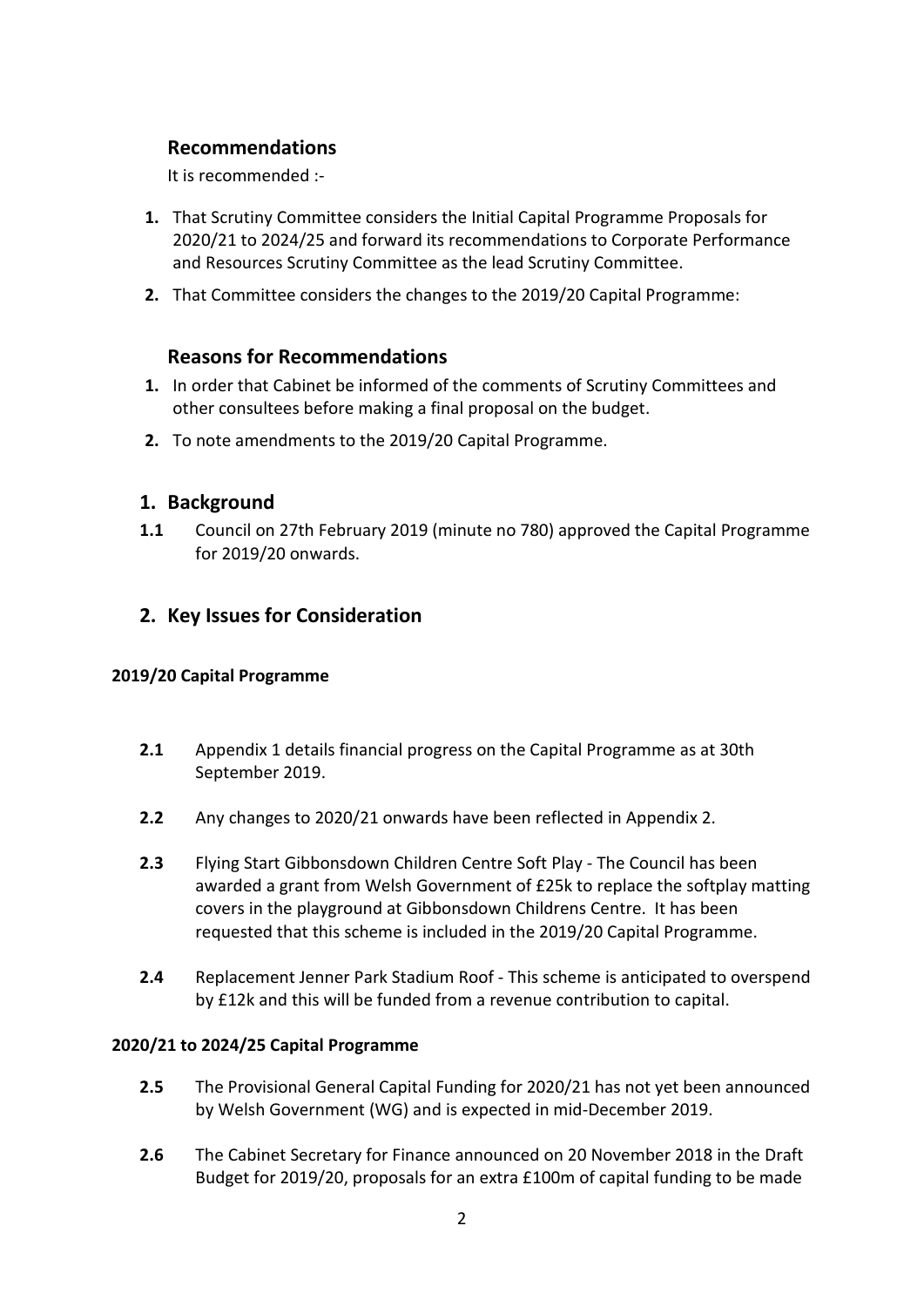## Recommendations

It is recommended :-

1. That Scrutiny Committee considers the Initial Capital Programme Proposals for 2020/21 to 2024/25 and forward its recommendations to Corporate Performance and Resources Scrutiny Committee as the lead Scrutiny Committee.
2. That Committee considers the changes to the 2019/20 Capital Programme:

## Reasons for Recommendations

1. In order that Cabinet be informed of the comments of Scrutiny Committees and other consultees before making a final proposal on the budget.
2. To note amendments to the 2019/20 Capital Programme.

## 1. Background

**1.1** Council on 27th February 2019 (minute no 780) approved the Capital Programme for 2019/20 onwards.

## 2. Key Issues for Consideration

### 2019/20 Capital Programme

**2.1** Appendix 1 details financial progress on the Capital Programme as at 30th September 2019.

**2.2** Any changes to 2020/21 onwards have been reflected in Appendix 2.

**2.3** Flying Start Gibbonsdown Children Centre Soft Play - The Council has been awarded a grant from Welsh Government of £25k to replace the softplay matting covers in the playground at Gibbonsdown Childrens Centre. It has been requested that this scheme is included in the 2019/20 Capital Programme.

**2.4** Replacement Jenner Park Stadium Roof - This scheme is anticipated to overspend by £12k and this will be funded from a revenue contribution to capital.

### 2020/21 to 2024/25 Capital Programme

**2.5** The Provisional General Capital Funding for 2020/21 has not yet been announced by Welsh Government (WG) and is expected in mid-December 2019.

**2.6** The Cabinet Secretary for Finance announced on 20 November 2018 in the Draft Budget for 2019/20, proposals for an extra £100m of capital funding to be made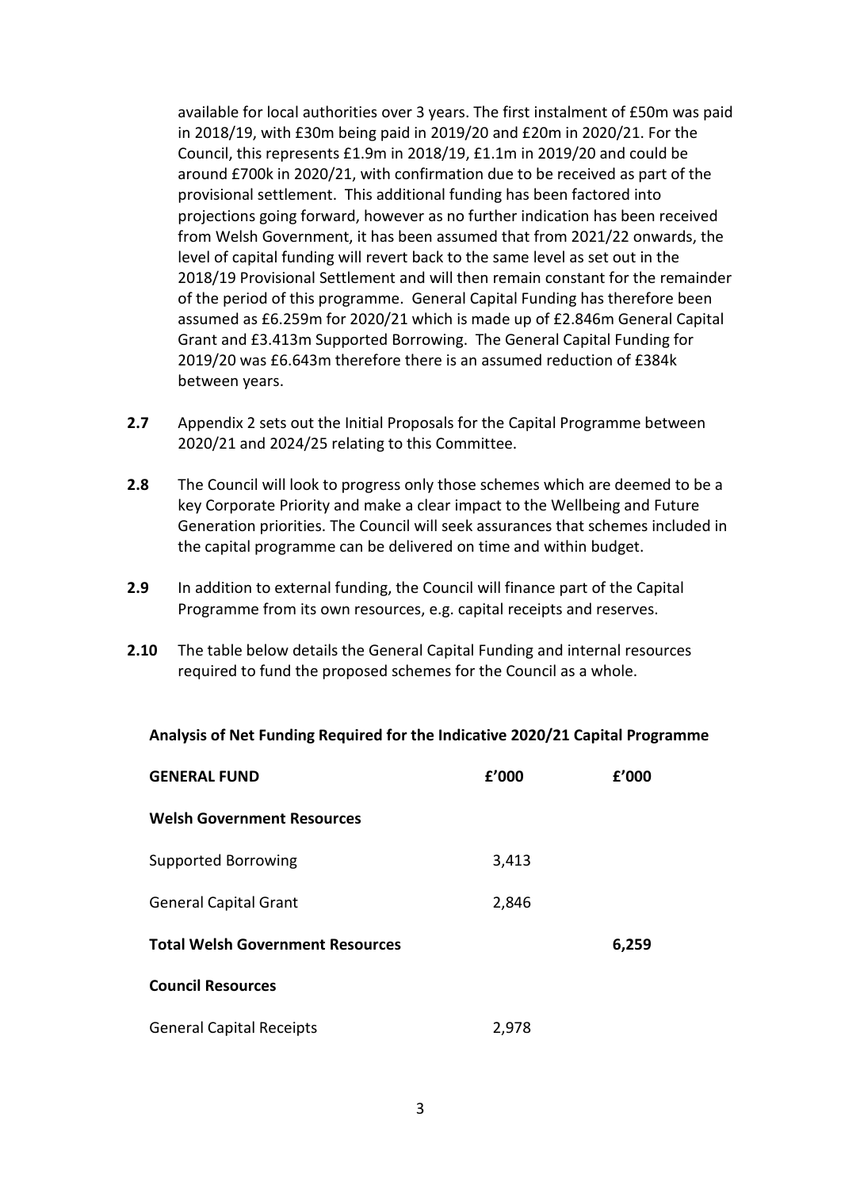available for local authorities over 3 years. The first instalment of £50m was paid in 2018/19, with £30m being paid in 2019/20 and £20m in 2020/21. For the Council, this represents £1.9m in 2018/19, £1.1m in 2019/20 and could be around £700k in 2020/21, with confirmation due to be received as part of the provisional settlement. This additional funding has been factored into projections going forward, however as no further indication has been received from Welsh Government, it has been assumed that from 2021/22 onwards, the level of capital funding will revert back to the same level as set out in the 2018/19 Provisional Settlement and will then remain constant for the remainder of the period of this programme. General Capital Funding has therefore been assumed as £6.259m for 2020/21 which is made up of £2.846m General Capital Grant and £3.413m Supported Borrowing. The General Capital Funding for 2019/20 was £6.643m therefore there is an assumed reduction of £384k between years.

**2.7** Appendix 2 sets out the Initial Proposals for the Capital Programme between 2020/21 and 2024/25 relating to this Committee.

**2.8** The Council will look to progress only those schemes which are deemed to be a key Corporate Priority and make a clear impact to the Wellbeing and Future Generation priorities. The Council will seek assurances that schemes included in the capital programme can be delivered on time and within budget.

**2.9** In addition to external funding, the Council will finance part of the Capital Programme from its own resources, e.g. capital receipts and reserves.

**2.10** The table below details the General Capital Funding and internal resources required to fund the proposed schemes for the Council as a whole.

**Analysis of Net Funding Required for the Indicative 2020/21 Capital Programme**

| **GENERAL FUND** | **£'000** | **£'000** |
|---|---|---|
| **Welsh Government Resources** | | |
| Supported Borrowing | 3,413 | |
| General Capital Grant | 2,846 | |
| **Total Welsh Government Resources** | | **6,259** |
| **Council Resources** | | |
| General Capital Receipts | 2,978 | |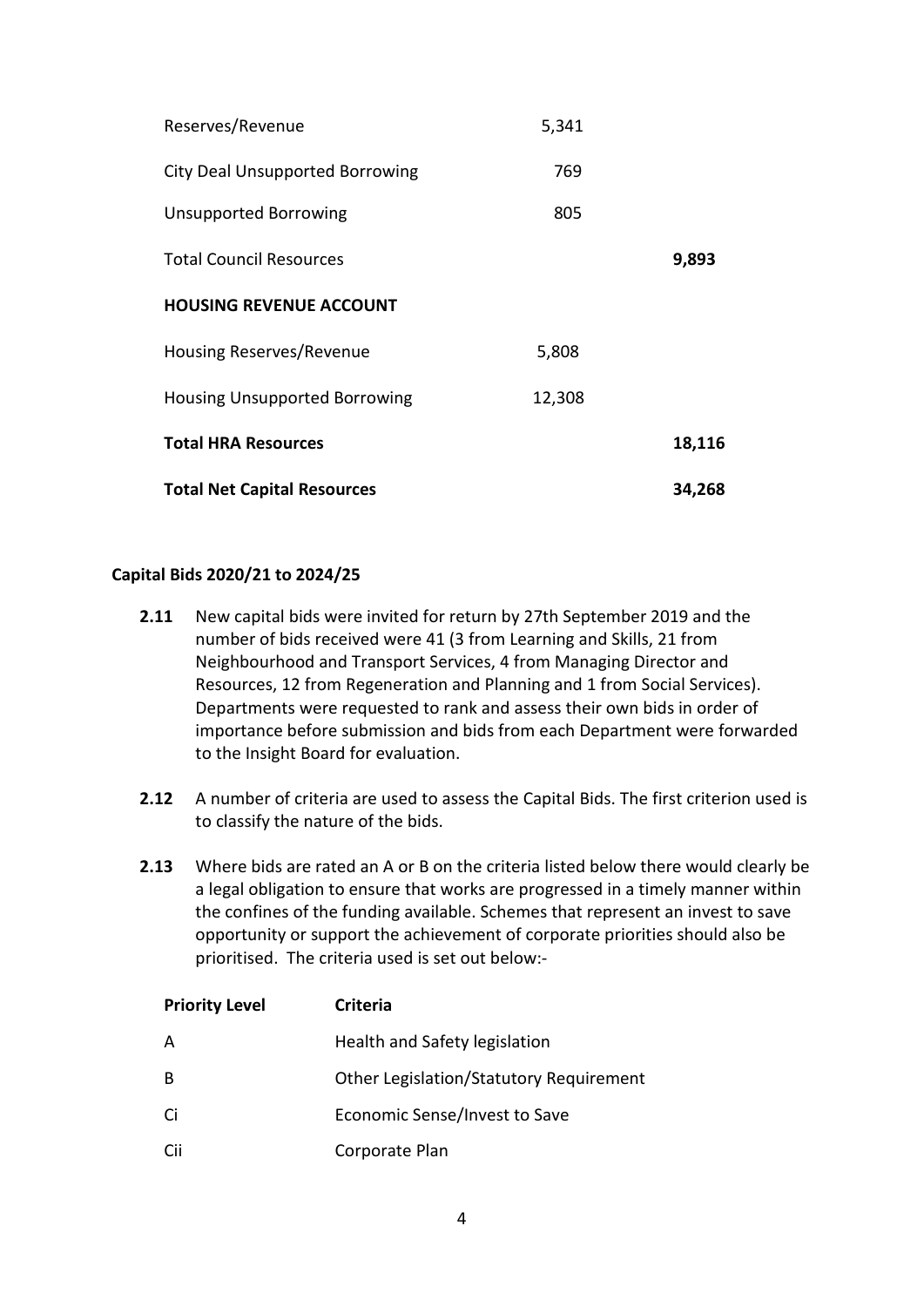| | | |
|---|---|---|
| Reserves/Revenue | 5,341 | |
| City Deal Unsupported Borrowing | 769 | |
| Unsupported Borrowing | 805 | |
| Total Council Resources | | **9,893** |
| **HOUSING REVENUE ACCOUNT** | | |
| Housing Reserves/Revenue | 5,808 | |
| Housing Unsupported Borrowing | 12,308 | |
| **Total HRA Resources** | | **18,116** |
| **Total Net Capital Resources** | | **34,268** |

**Capital Bids 2020/21 to 2024/25**

**2.11** New capital bids were invited for return by 27th September 2019 and the number of bids received were 41 (3 from Learning and Skills, 21 from Neighbourhood and Transport Services, 4 from Managing Director and Resources, 12 from Regeneration and Planning and 1 from Social Services). Departments were requested to rank and assess their own bids in order of importance before submission and bids from each Department were forwarded to the Insight Board for evaluation.

**2.12** A number of criteria are used to assess the Capital Bids. The first criterion used is to classify the nature of the bids.

**2.13** Where bids are rated an A or B on the criteria listed below there would clearly be a legal obligation to ensure that works are progressed in a timely manner within the confines of the funding available. Schemes that represent an invest to save opportunity or support the achievement of corporate priorities should also be prioritised. The criteria used is set out below:-

| **Priority Level** | **Criteria** |
|---|---|
| A | Health and Safety legislation |
| B | Other Legislation/Statutory Requirement |
| Ci | Economic Sense/Invest to Save |
| Cii | Corporate Plan |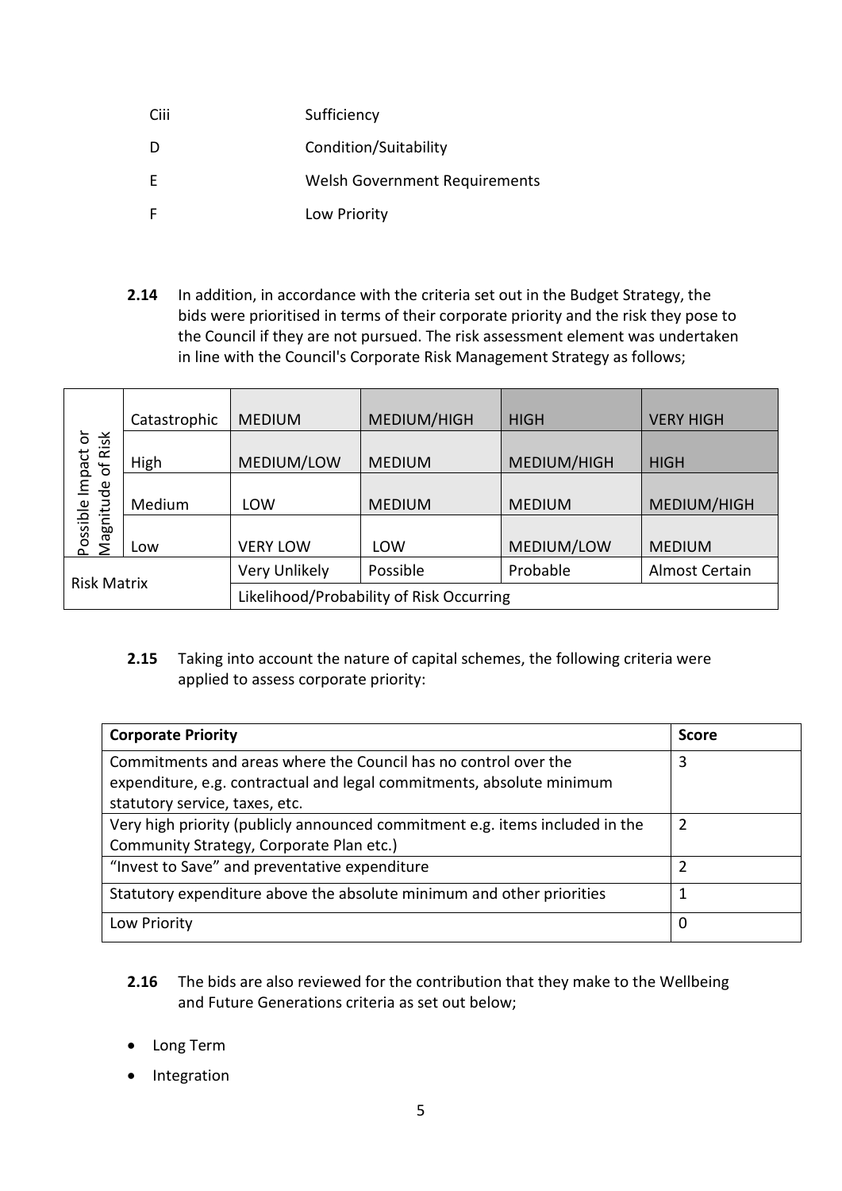| | |
|---|---|
| Ciii | Sufficiency |
| D | Condition/Suitability |
| E | Welsh Government Requirements |
| F | Low Priority |

**2.14** In addition, in accordance with the criteria set out in the Budget Strategy, the bids were prioritised in terms of their corporate priority and the risk they pose to the Council if they are not pursued. The risk assessment element was undertaken in line with the Council's Corporate Risk Management Strategy as follows;

| Possible Impact or Magnitude of Risk | | | | | |
|---|---|---|---|---|---|
| | Catastrophic | MEDIUM | MEDIUM/HIGH | HIGH | VERY HIGH |
| | High | MEDIUM/LOW | MEDIUM | MEDIUM/HIGH | HIGH |
| | Medium | LOW | MEDIUM | MEDIUM | MEDIUM/HIGH |
| | Low | VERY LOW | LOW | MEDIUM/LOW | MEDIUM |
| Risk Matrix | | Very Unlikely | Possible | Probable | Almost Certain |
| | | Likelihood/Probability of Risk Occurring | | | |

**2.15** Taking into account the nature of capital schemes, the following criteria were applied to assess corporate priority:

| Corporate Priority | Score |
|---|---|
| Commitments and areas where the Council has no control over the expenditure, e.g. contractual and legal commitments, absolute minimum statutory service, taxes, etc. | 3 |
| Very high priority (publicly announced commitment e.g. items included in the Community Strategy, Corporate Plan etc.) | 2 |
| "Invest to Save" and preventative expenditure | 2 |
| Statutory expenditure above the absolute minimum and other priorities | 1 |
| Low Priority | 0 |

**2.16** The bids are also reviewed for the contribution that they make to the Wellbeing and Future Generations criteria as set out below;

- Long Term
- Integration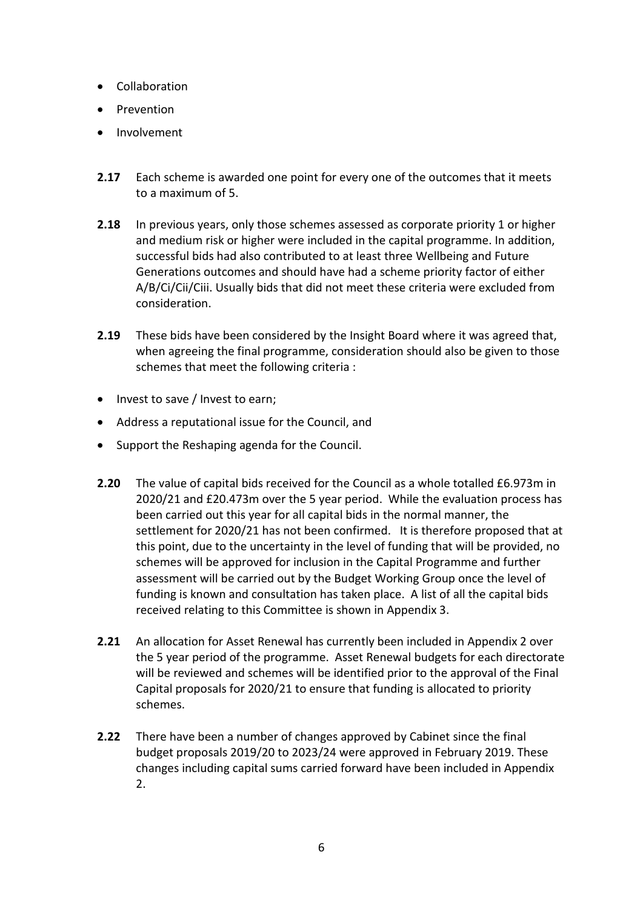- Collaboration
- Prevention
- Involvement

**2.17** Each scheme is awarded one point for every one of the outcomes that it meets to a maximum of 5.

**2.18** In previous years, only those schemes assessed as corporate priority 1 or higher and medium risk or higher were included in the capital programme. In addition, successful bids had also contributed to at least three Wellbeing and Future Generations outcomes and should have had a scheme priority factor of either A/B/Ci/Cii/Ciii. Usually bids that did not meet these criteria were excluded from consideration.

**2.19** These bids have been considered by the Insight Board where it was agreed that, when agreeing the final programme, consideration should also be given to those schemes that meet the following criteria :

- Invest to save / Invest to earn;
- Address a reputational issue for the Council, and
- Support the Reshaping agenda for the Council.

**2.20** The value of capital bids received for the Council as a whole totalled £6.973m in 2020/21 and £20.473m over the 5 year period. While the evaluation process has been carried out this year for all capital bids in the normal manner, the settlement for 2020/21 has not been confirmed. It is therefore proposed that at this point, due to the uncertainty in the level of funding that will be provided, no schemes will be approved for inclusion in the Capital Programme and further assessment will be carried out by the Budget Working Group once the level of funding is known and consultation has taken place. A list of all the capital bids received relating to this Committee is shown in Appendix 3.

**2.21** An allocation for Asset Renewal has currently been included in Appendix 2 over the 5 year period of the programme. Asset Renewal budgets for each directorate will be reviewed and schemes will be identified prior to the approval of the Final Capital proposals for 2020/21 to ensure that funding is allocated to priority schemes.

**2.22** There have been a number of changes approved by Cabinet since the final budget proposals 2019/20 to 2023/24 were approved in February 2019. These changes including capital sums carried forward have been included in Appendix 2.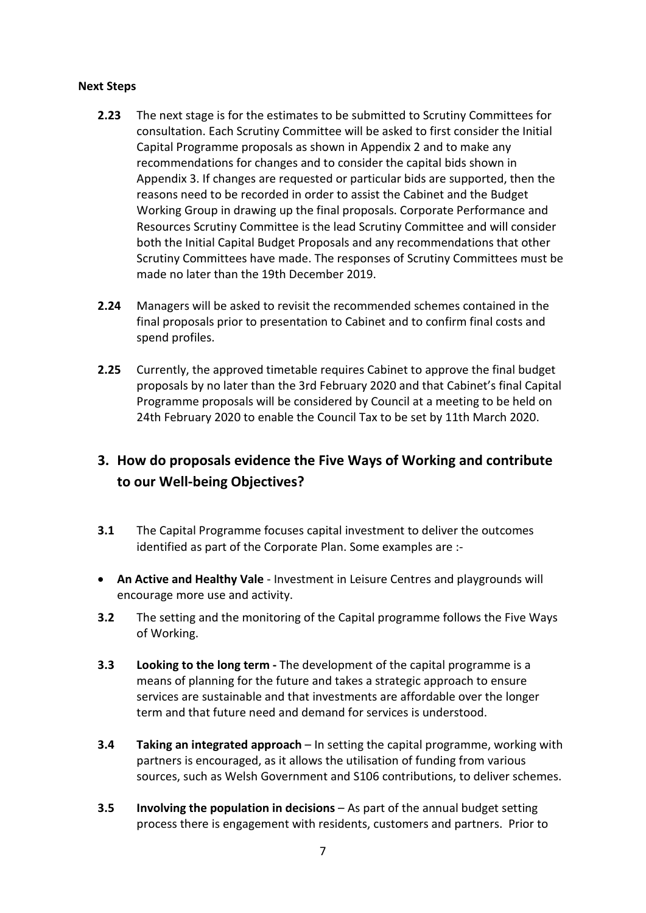**Next Steps**

**2.23** The next stage is for the estimates to be submitted to Scrutiny Committees for consultation. Each Scrutiny Committee will be asked to first consider the Initial Capital Programme proposals as shown in Appendix 2 and to make any recommendations for changes and to consider the capital bids shown in Appendix 3. If changes are requested or particular bids are supported, then the reasons need to be recorded in order to assist the Cabinet and the Budget Working Group in drawing up the final proposals. Corporate Performance and Resources Scrutiny Committee is the lead Scrutiny Committee and will consider both the Initial Capital Budget Proposals and any recommendations that other Scrutiny Committees have made. The responses of Scrutiny Committees must be made no later than the 19th December 2019.

**2.24** Managers will be asked to revisit the recommended schemes contained in the final proposals prior to presentation to Cabinet and to confirm final costs and spend profiles.

**2.25** Currently, the approved timetable requires Cabinet to approve the final budget proposals by no later than the 3rd February 2020 and that Cabinet's final Capital Programme proposals will be considered by Council at a meeting to be held on 24th February 2020 to enable the Council Tax to be set by 11th March 2020.

## 3. How do proposals evidence the Five Ways of Working and contribute to our Well-being Objectives?

**3.1** The Capital Programme focuses capital investment to deliver the outcomes identified as part of the Corporate Plan. Some examples are :-

- **An Active and Healthy Vale** - Investment in Leisure Centres and playgrounds will encourage more use and activity.

**3.2** The setting and the monitoring of the Capital programme follows the Five Ways of Working.

**3.3** **Looking to the long term -** The development of the capital programme is a means of planning for the future and takes a strategic approach to ensure services are sustainable and that investments are affordable over the longer term and that future need and demand for services is understood.

**3.4** **Taking an integrated approach** – In setting the capital programme, working with partners is encouraged, as it allows the utilisation of funding from various sources, such as Welsh Government and S106 contributions, to deliver schemes.

**3.5** **Involving the population in decisions** – As part of the annual budget setting process there is engagement with residents, customers and partners. Prior to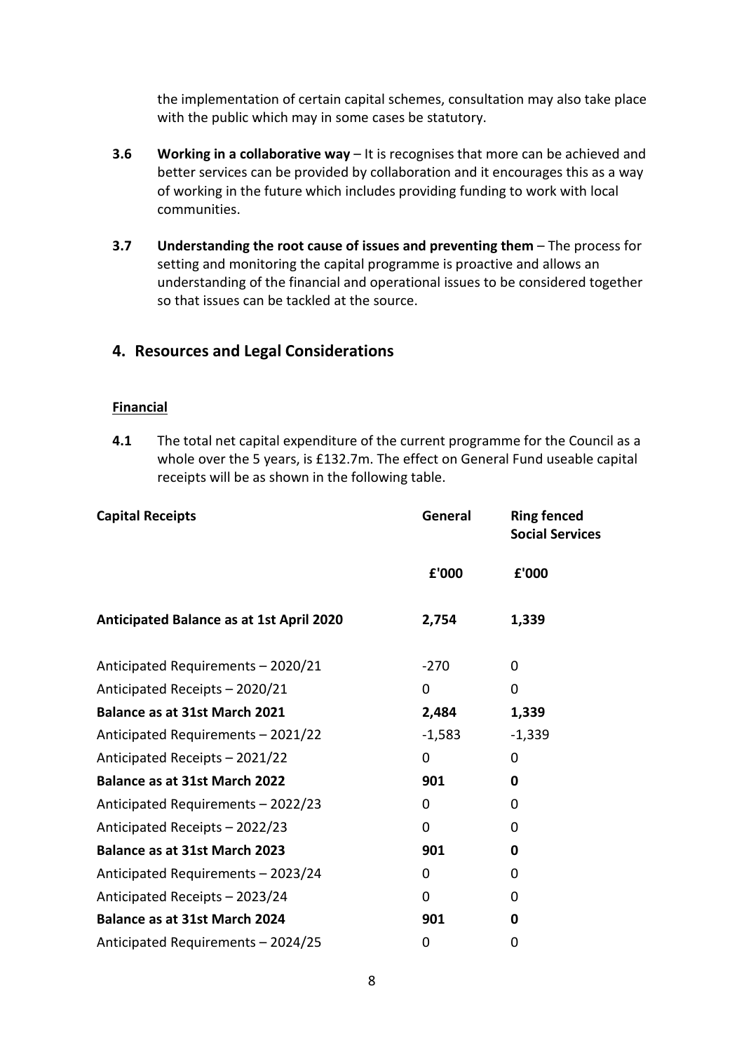the implementation of certain capital schemes, consultation may also take place with the public which may in some cases be statutory.

**3.6** **Working in a collaborative way** – It is recognises that more can be achieved and better services can be provided by collaboration and it encourages this as a way of working in the future which includes providing funding to work with local communities.

**3.7** **Understanding the root cause of issues and preventing them** – The process for setting and monitoring the capital programme is proactive and allows an understanding of the financial and operational issues to be considered together so that issues can be tackled at the source.

## 4. Resources and Legal Considerations

**Financial**

**4.1** The total net capital expenditure of the current programme for the Council as a whole over the 5 years, is £132.7m. The effect on General Fund useable capital receipts will be as shown in the following table.

| **Capital Receipts** | **General** | **Ring fenced Social Services** |
|---|---|---|
| | **£'000** | **£'000** |
| **Anticipated Balance as at 1st April 2020** | **2,754** | **1,339** |
| Anticipated Requirements – 2020/21 | -270 | 0 |
| Anticipated Receipts – 2020/21 | 0 | 0 |
| **Balance as at 31st March 2021** | **2,484** | **1,339** |
| Anticipated Requirements – 2021/22 | -1,583 | -1,339 |
| Anticipated Receipts – 2021/22 | 0 | 0 |
| **Balance as at 31st March 2022** | **901** | **0** |
| Anticipated Requirements – 2022/23 | 0 | 0 |
| Anticipated Receipts – 2022/23 | 0 | 0 |
| **Balance as at 31st March 2023** | **901** | **0** |
| Anticipated Requirements – 2023/24 | 0 | 0 |
| Anticipated Receipts – 2023/24 | 0 | 0 |
| **Balance as at 31st March 2024** | **901** | **0** |
| Anticipated Requirements – 2024/25 | 0 | 0 |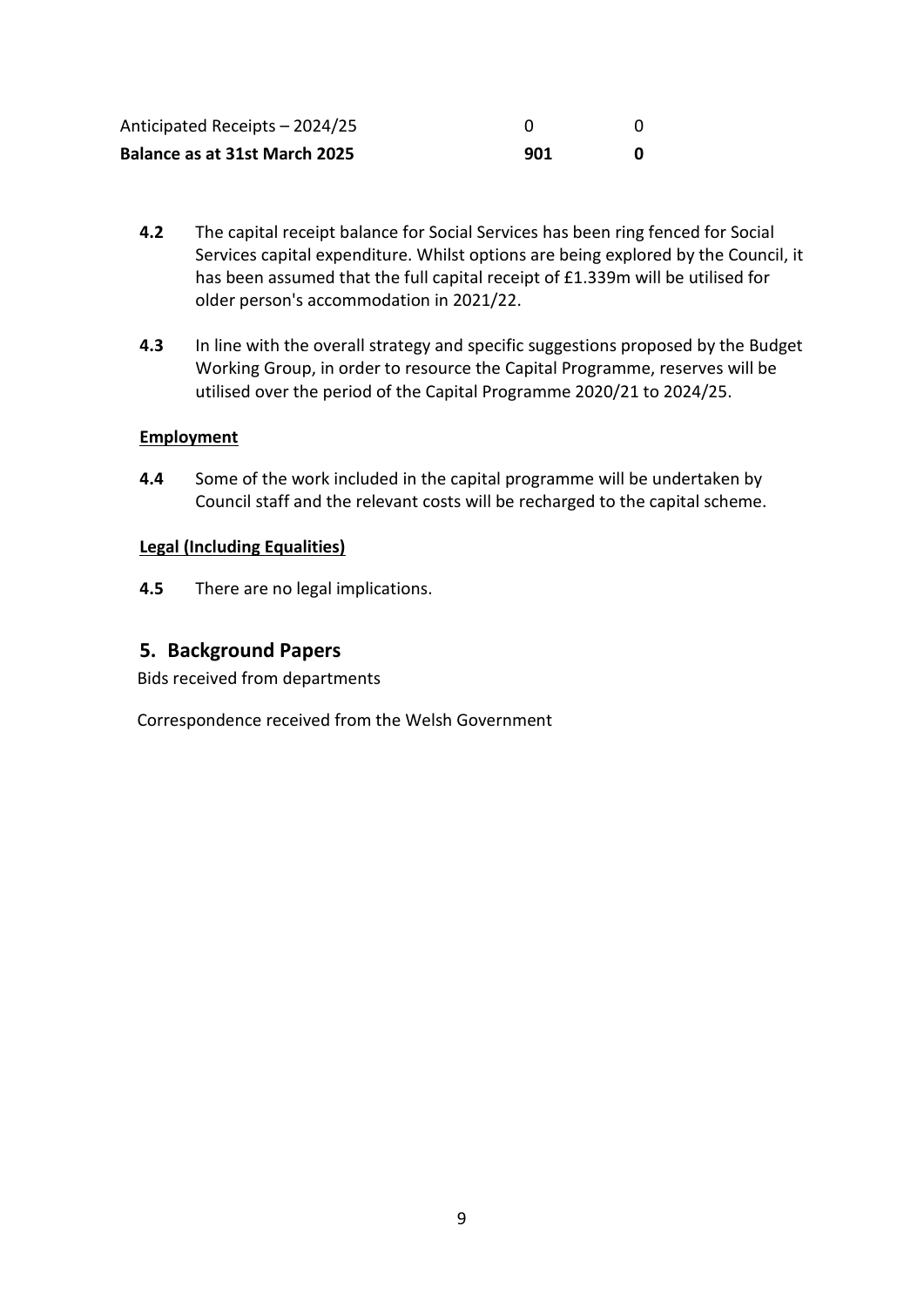| | | |
|---|---|---|
| Anticipated Receipts – 2024/25 | 0 | 0 |
| **Balance as at 31st March 2025** | **901** | **0** |

**4.2** The capital receipt balance for Social Services has been ring fenced for Social Services capital expenditure. Whilst options are being explored by the Council, it has been assumed that the full capital receipt of £1.339m will be utilised for older person's accommodation in 2021/22.

**4.3** In line with the overall strategy and specific suggestions proposed by the Budget Working Group, in order to resource the Capital Programme, reserves will be utilised over the period of the Capital Programme 2020/21 to 2024/25.

**Employment**

**4.4** Some of the work included in the capital programme will be undertaken by Council staff and the relevant costs will be recharged to the capital scheme.

**Legal (Including Equalities)**

**4.5** There are no legal implications.

## 5. Background Papers

Bids received from departments

Correspondence received from the Welsh Government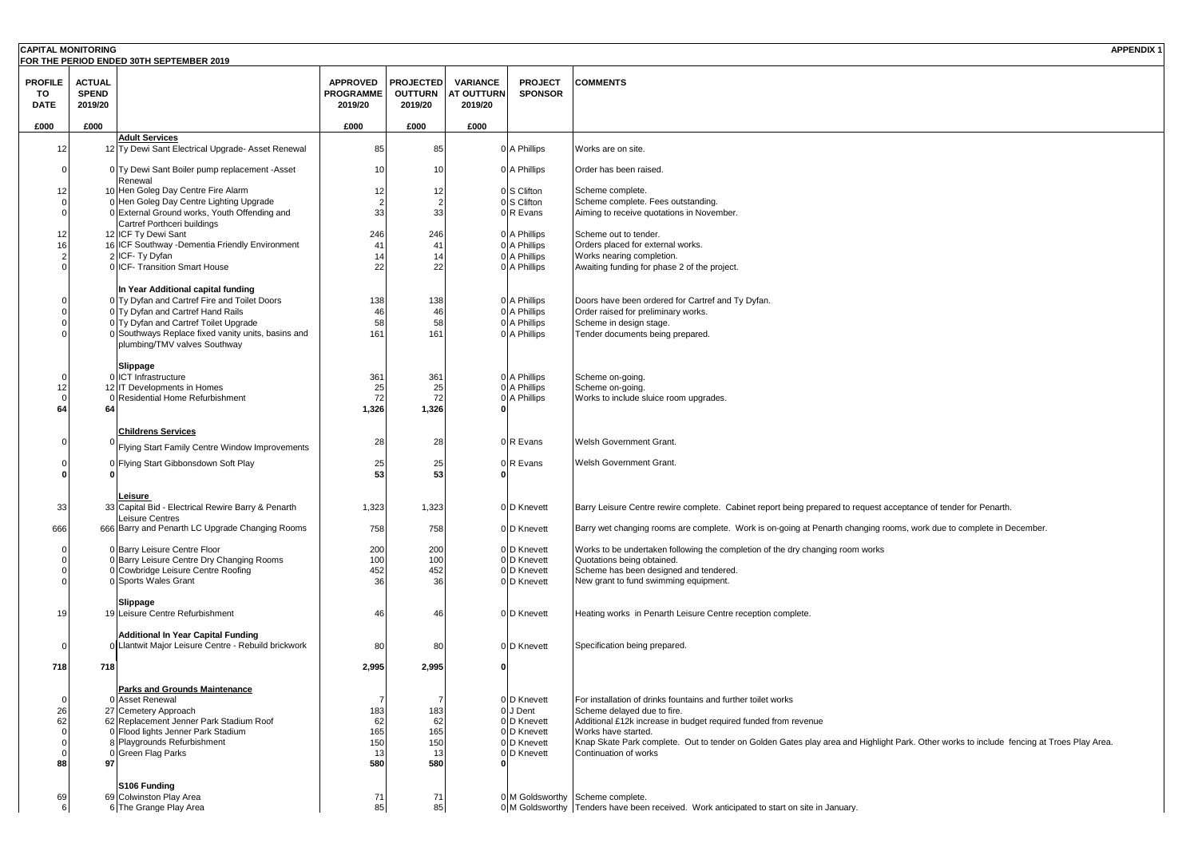**CAPITAL MONITORING** **APPENDIX 1**

**FOR THE PERIOD ENDED 30TH SEPTEMBER 2019**

| PROFILE TO DATE | ACTUAL SPEND 2019/20 | | APPROVED PROGRAMME 2019/20 | PROJECTED OUTTURN 2019/20 | VARIANCE AT OUTTURN 2019/20 | PROJECT SPONSOR | COMMENTS |
|---|---|---|---|---|---|---|---|
| £000 | £000 | | £000 | £000 | £000 | | |
| | | **Adult Services** | | | | | |
| 12 | 12 | Ty Dewi Sant Electrical Upgrade- Asset Renewal | 85 | 85 | 0 | A Phillips | Works are on site. |
| 0 | 0 | Ty Dewi Sant Boiler pump replacement -Asset Renewal | 10 | 10 | 0 | A Phillips | Order has been raised. |
| 12 | 10 | Hen Goleg Day Centre Fire Alarm | 12 | 12 | 0 | S Clifton | Scheme complete. |
| 0 | 0 | Hen Goleg Day Centre Lighting Upgrade | 2 | 2 | 0 | S Clifton | Scheme complete. Fees outstanding. |
| 0 | 0 | External Ground works, Youth Offending and Cartref Porthceri buildings | 33 | 33 | 0 | R Evans | Aiming to receive quotations in November. |
| 12 | 12 | ICF Ty Dewi Sant | 246 | 246 | 0 | A Phillips | Scheme out to tender. |
| 16 | 16 | ICF Southway -Dementia Friendly Environment | 41 | 41 | 0 | A Phillips | Orders placed for external works. |
| 2 | 2 | ICF- Ty Dyfan | 14 | 14 | 0 | A Phillips | Works nearing completion. |
| 0 | 0 | ICF- Transition Smart House | 22 | 22 | 0 | A Phillips | Awaiting funding for phase 2 of the project. |
| | | **In Year Additional capital funding** | | | | | |
| 0 | 0 | Ty Dyfan and Cartref Fire and Toilet Doors | 138 | 138 | 0 | A Phillips | Doors have been ordered for Cartref and Ty Dyfan. |
| 0 | 0 | Ty Dyfan and Cartref Hand Rails | 46 | 46 | 0 | A Phillips | Order raised for preliminary works. |
| 0 | 0 | Ty Dyfan and Cartref Toilet Upgrade | 58 | 58 | 0 | A Phillips | Scheme in design stage. |
| 0 | 0 | Southways Replace fixed vanity units, basins and plumbing/TMV valves Southway | 161 | 161 | 0 | A Phillips | Tender documents being prepared. |
| | | **Slippage** | | | | | |
| 0 | 0 | ICT Infrastructure | 361 | 361 | 0 | A Phillips | Scheme on-going. |
| 12 | 12 | IT Developments in Homes | 25 | 25 | 0 | A Phillips | Scheme on-going. |
| 0 | 0 | Residential Home Refurbishment | 72 | 72 | 0 | A Phillips | Works to include sluice room upgrades. |
| **64** | **64** | | **1,326** | **1,326** | **0** | | |
| | | **Childrens Services** | | | | | |
| 0 | 0 | Flying Start Family Centre Window Improvements | 28 | 28 | 0 | R Evans | Welsh Government Grant. |
| 0 | 0 | Flying Start Gibbonsdown Soft Play | 25 | 25 | 0 | R Evans | Welsh Government Grant. |
| **0** | **0** | | **53** | **53** | **0** | | |
| | | **Leisure** | | | | | |
| 33 | 33 | Capital Bid - Electrical Rewire Barry & Penarth Leisure Centres | 1,323 | 1,323 | 0 | D Knevett | Barry Leisure Centre rewire complete. Cabinet report being prepared to request acceptance of tender for Penarth. |
| 666 | 666 | Barry and Penarth LC Upgrade Changing Rooms | 758 | 758 | 0 | D Knevett | Barry wet changing rooms are complete. Work is on-going at Penarth changing rooms, work due to complete in December. |
| 0 | 0 | Barry Leisure Centre Floor | 200 | 200 | 0 | D Knevett | Works to be undertaken following the completion of the dry changing room works |
| 0 | 0 | Barry Leisure Centre Dry Changing Rooms | 100 | 100 | 0 | D Knevett | Quotations being obtained. |
| 0 | 0 | Cowbridge Leisure Centre Roofing | 452 | 452 | 0 | D Knevett | Scheme has been designed and tendered. |
| 0 | 0 | Sports Wales Grant | 36 | 36 | 0 | D Knevett | New grant to fund swimming equipment. |
| | | **Slippage** | | | | | |
| 19 | 19 | Leisure Centre Refurbishment | 46 | 46 | 0 | D Knevett | Heating works in Penarth Leisure Centre reception complete. |
| | | **Additional In Year Capital Funding** | | | | | |
| 0 | 0 | Llantwit Major Leisure Centre - Rebuild brickwork | 80 | 80 | 0 | D Knevett | Specification being prepared. |
| **718** | **718** | | **2,995** | **2,995** | **0** | | |
| | | **Parks and Grounds Maintenance** | | | | | |
| 0 | 0 | Asset Renewal | 7 | 7 | 0 | D Knevett | For installation of drinks fountains and further toilet works |
| 26 | 27 | Cemetery Approach | 183 | 183 | 0 | J Dent | Scheme delayed due to fire. |
| 62 | 62 | Replacement Jenner Park Stadium Roof | 62 | 62 | 0 | D Knevett | Additional £12k increase in budget required funded from revenue |
| 0 | 0 | Flood lights Jenner Park Stadium | 165 | 165 | 0 | D Knevett | Works have started. |
| 0 | 8 | Playgrounds Refurbishment | 150 | 150 | 0 | D Knevett | Knap Skate Park complete. Out to tender on Golden Gates play area and Highlight Park. Other works to include fencing at Troes Play Area. |
| 0 | 0 | Green Flag Parks | 13 | 13 | 0 | D Knevett | Continuation of works |
| **88** | **97** | | **580** | **580** | **0** | | |
| | | **S106 Funding** | | | | | |
| 69 | 69 | Colwinston Play Area | 71 | 71 | 0 | M Goldsworthy | Scheme complete. |
| 6 | 6 | The Grange Play Area | 85 | 85 | 0 | M Goldsworthy | Tenders have been received. Work anticipated to start on site in January. |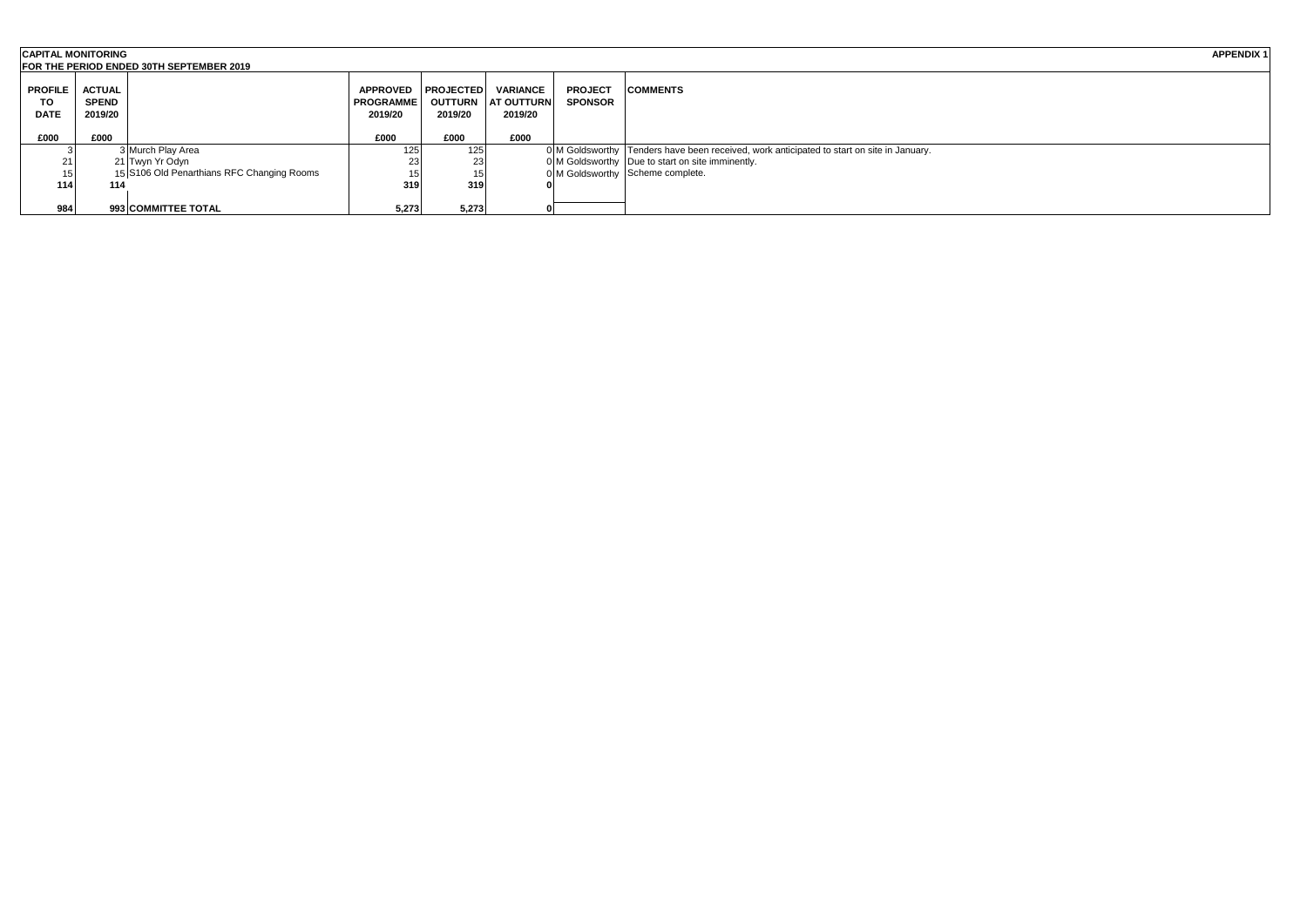**CAPITAL MONITORING** **APPENDIX 1**

**FOR THE PERIOD ENDED 30TH SEPTEMBER 2019**

| PROFILE TO DATE £000 | ACTUAL SPEND 2019/20 £000 | | APPROVED PROGRAMME 2019/20 £000 | PROJECTED OUTTURN 2019/20 £000 | VARIANCE AT OUTTURN 2019/20 £000 | PROJECT SPONSOR | COMMENTS |
|---|---|---|---|---|---|---|---|
| 3 | 3 | Murch Play Area | 125 | 125 | 0 | M Goldsworthy | Tenders have been received, work anticipated to start on site in January. |
| 21 | 21 | Twyn Yr Odyn | 23 | 23 | 0 | M Goldsworthy | Due to start on site imminently. |
| 15 | 15 | S106 Old Penarthians RFC Changing Rooms | 15 | 15 | 0 | M Goldsworthy | Scheme complete. |
| **114** | **114** | | **319** | **319** | **0** | | |
| **984** | **993** | **COMMITTEE TOTAL** | **5,273** | **5,273** | **0** | | |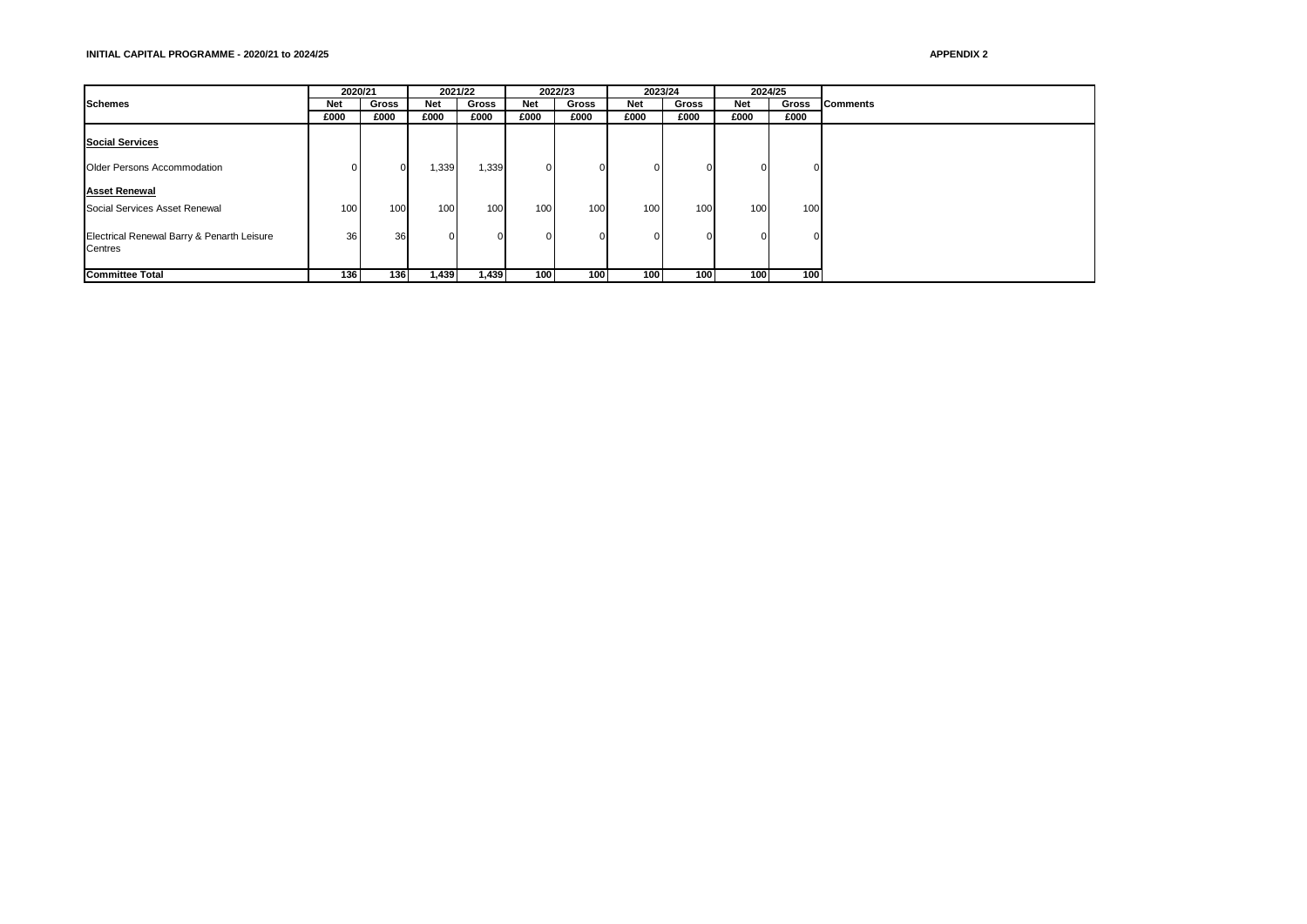**INITIAL CAPITAL PROGRAMME - 2020/21 to 2024/25**

**APPENDIX 2**

| Schemes | 2020/21 | | 2021/22 | | 2022/23 | | 2023/24 | | 2024/25 | | Comments |
|---|---|---|---|---|---|---|---|---|---|---|---|
| | Net | Gross | Net | Gross | Net | Gross | Net | Gross | Net | Gross | |
| | £000 | £000 | £000 | £000 | £000 | £000 | £000 | £000 | £000 | £000 | |
| **Social Services** | | | | | | | | | | | |
| Older Persons Accommodation | 0 | 0 | 1,339 | 1,339 | 0 | 0 | 0 | 0 | 0 | 0 | |
| **Asset Renewal** | | | | | | | | | | | |
| Social Services Asset Renewal | 100 | 100 | 100 | 100 | 100 | 100 | 100 | 100 | 100 | 100 | |
| Electrical Renewal Barry & Penarth Leisure Centres | 36 | 36 | 0 | 0 | 0 | 0 | 0 | 0 | 0 | 0 | |
| **Committee Total** | **136** | **136** | **1,439** | **1,439** | **100** | **100** | **100** | **100** | **100** | **100** | |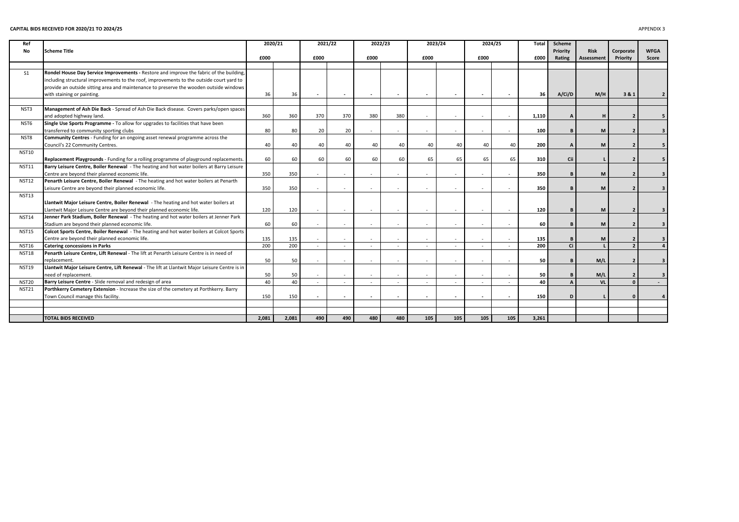**CAPITAL BIDS RECEIVED FOR 2020/21 TO 2024/25**

APPENDIX 3

| Ref No | Scheme Title | 2020/21 £000 | | 2021/22 £000 | | 2022/23 £000 | | 2023/24 £000 | | 2024/25 £000 | | Total £000 | Scheme Priority Rating | Risk Assessment | Corporate Priority | WFGA Score |
|---|---|---|---|---|---|---|---|---|---|---|---|---|---|---|---|---|
| S1 | **Rondel House Day Service Improvements -** Restore and improve the fabric of the building, including structural improvements to the roof, improvements to the outside court yard to provide an outside sitting area and maintenance to preserve the wooden outside windows with staining or painting. | 36 | 36 | - | - | - | - | - | - | - | - | 36 | A/Ci/D | M/H | 3 & 1 | 2 |
| NST3 | **Management of Ash Die Back** - Spread of Ash Die Back disease. Covers parks/open spaces and adopted highway land. | 360 | 360 | 370 | 370 | 380 | 380 | - | - | - | - | 1,110 | A | H | 2 | 5 |
| NST6 | **Single Use Sports Programme -** To allow for upgrades to facilities that have been transferred to community sporting clubs | 80 | 80 | 20 | 20 | - | - | - | - | - | - | 100 | B | M | 2 | 3 |
| NST8 | **Community Centres** - Funding for an ongoing asset renewal programme across the Council's 22 Community Centres. | 40 | 40 | 40 | 40 | 40 | 40 | 40 | 40 | 40 | 40 | 200 | A | M | 2 | 5 |
| NST10 | **Replacement Playgrounds** - Funding for a rolling programme of playground replacements. | 60 | 60 | 60 | 60 | 60 | 60 | 65 | 65 | 65 | 65 | 310 | Cii | L | 2 | 5 |
| NST11 | **Barry Leisure Centre, Boiler Renewal** - The heating and hot water boilers at Barry Leisure Centre are beyond their planned economic life. | 350 | 350 | - | - | - | - | - | - | - | - | 350 | B | M | 2 | 3 |
| NST12 | **Penarth Leisure Centre, Boiler Renewal** - The heating and hot water boilers at Penarth Leisure Centre are beyond their planned economic life. | 350 | 350 | - | - | - | - | - | - | - | - | 350 | B | M | 2 | 3 |
| NST13 | **Llantwit Major Leisure Centre, Boiler Renewal** - The heating and hot water boilers at Llantwit Major Leisure Centre are beyond their planned economic life. | 120 | 120 | - | - | - | - | - | - | - | - | 120 | B | M | 2 | 3 |
| NST14 | **Jenner Park Stadium, Boiler Renewal** - The heating and hot water boilers at Jenner Park Stadium are beyond their planned economic life. | 60 | 60 | - | - | - | - | - | - | - | - | 60 | B | M | 2 | 3 |
| NST15 | **Colcot Sports Centre, Boiler Renewal** - The heating and hot water boilers at Colcot Sports Centre are beyond their planned economic life. | 135 | 135 | - | - | - | - | - | - | - | - | 135 | B | M | 2 | 3 |
| NST16 | **Catering concessions in Parks** | 200 | 200 | - | - | - | - | - | - | - | - | 200 | Ci | L | 2 | 4 |
| NST18 | **Penarth Leisure Centre, Lift Renewal** - The lift at Penarth Leisure Centre is in need of replacement. | 50 | 50 | - | - | - | - | - | - | - | - | 50 | B | M/L | 2 | 3 |
| NST19 | **Llantwit Major Leisure Centre, Lift Renewal** - The lift at Llantwit Major Leisure Centre is in need of replacement. | 50 | 50 | - | - | - | - | - | - | - | - | 50 | B | M/L | 2 | 3 |
| NST20 | **Barry Leisure Centre** - Slide removal and redesign of area | 40 | 40 | - | - | - | - | - | - | - | - | 40 | A | VL | 0 | - |
| NST21 | **Porthkerry Cemetery Extension** - Increase the size of the cemetery at Porthkerry. Barry Town Council manage this facility. | 150 | 150 | - | - | - | - | - | - | - | - | 150 | D | L | 0 | 4 |
| | **TOTAL BIDS RECEIVED** | 2,081 | 2,081 | 490 | 490 | 480 | 480 | 105 | 105 | 105 | 105 | 3,261 | | | | |